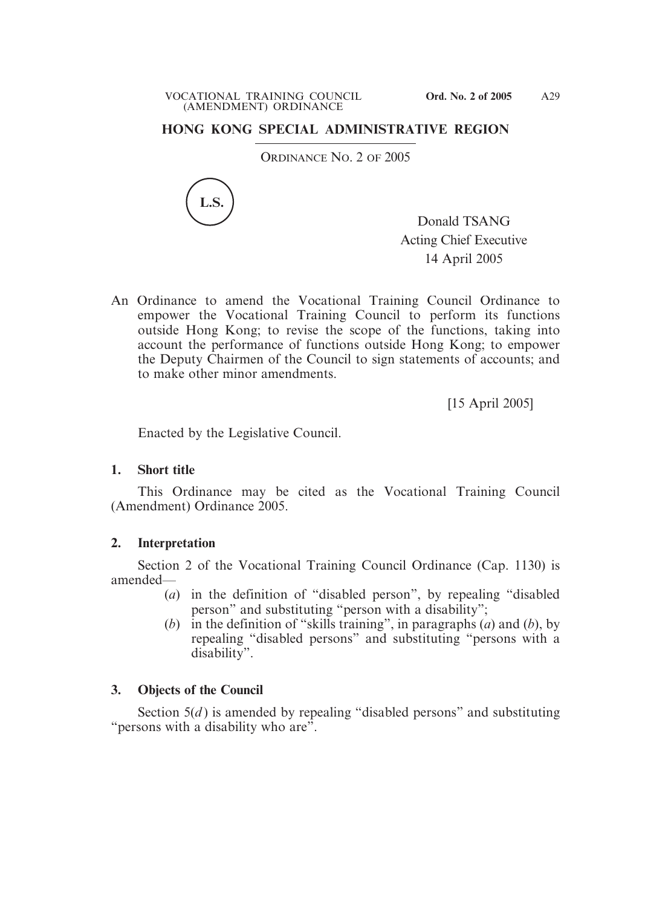## HONG KONG SPECIAL ADMINISTRATIVE REGION

ORDINANCE NO. 2 OF 2005

L.S.

Donald TSANG
Acting Chief Executive
14 April 2005

An Ordinance to amend the Vocational Training Council Ordinance to empower the Vocational Training Council to perform its functions outside Hong Kong; to revise the scope of the functions, taking into account the performance of functions outside Hong Kong; to empower the Deputy Chairmen of the Council to sign statements of accounts; and to make other minor amendments.

[15 April 2005]

Enacted by the Legislative Council.

### 1. Short title

This Ordinance may be cited as the Vocational Training Council (Amendment) Ordinance 2005.

### 2. Interpretation

Section 2 of the Vocational Training Council Ordinance (Cap. 1130) is amended—

(*a*) in the definition of "disabled person", by repealing "disabled person" and substituting "person with a disability";

(*b*) in the definition of "skills training", in paragraphs (*a*) and (*b*), by repealing "disabled persons" and substituting "persons with a disability".

### 3. Objects of the Council

Section 5(*d*) is amended by repealing "disabled persons" and substituting "persons with a disability who are".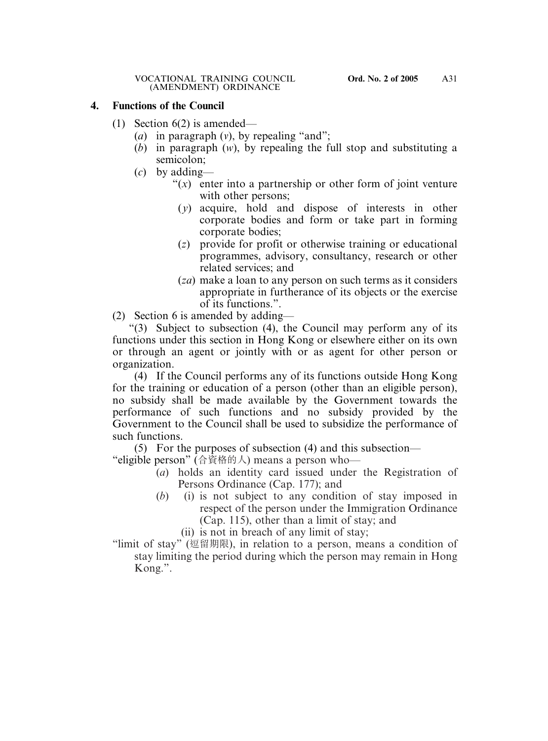### 4. Functions of the Council

(1) Section 6(2) is amended—

(*a*) in paragraph (*v*), by repealing "and";

(*b*) in paragraph (*w*), by repealing the full stop and substituting a semicolon;

(*c*) by adding—

"(*x*) enter into a partnership or other form of joint venture with other persons;

(*y*) acquire, hold and dispose of interests in other corporate bodies and form or take part in forming corporate bodies;

(*z*) provide for profit or otherwise training or educational programmes, advisory, consultancy, research or other related services; and

(*za*) make a loan to any person on such terms as it considers appropriate in furtherance of its objects or the exercise of its functions.".

(2) Section 6 is amended by adding—

"(3) Subject to subsection (4), the Council may perform any of its functions under this section in Hong Kong or elsewhere either on its own or through an agent or jointly with or as agent for other person or organization.

(4) If the Council performs any of its functions outside Hong Kong for the training or education of a person (other than an eligible person), no subsidy shall be made available by the Government towards the performance of such functions and no subsidy provided by the Government to the Council shall be used to subsidize the performance of such functions.

(5) For the purposes of subsection (4) and this subsection—

"eligible person" (合資格的人) means a person who—

(*a*) holds an identity card issued under the Registration of Persons Ordinance (Cap. 177); and

(*b*) (i) is not subject to any condition of stay imposed in respect of the person under the Immigration Ordinance (Cap. 115), other than a limit of stay; and

(ii) is not in breach of any limit of stay;

"limit of stay" (逗留期限), in relation to a person, means a condition of stay limiting the period during which the person may remain in Hong Kong.".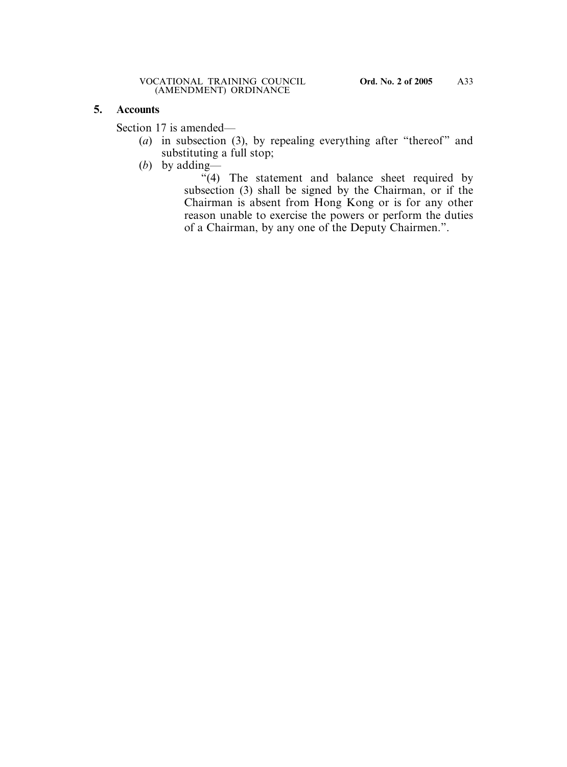**5. Accounts**

Section 17 is amended—

(*a*) in subsection (3), by repealing everything after "thereof" and substituting a full stop;

(*b*) by adding—

"(4) The statement and balance sheet required by subsection (3) shall be signed by the Chairman, or if the Chairman is absent from Hong Kong or is for any other reason unable to exercise the powers or perform the duties of a Chairman, by any one of the Deputy Chairmen.".